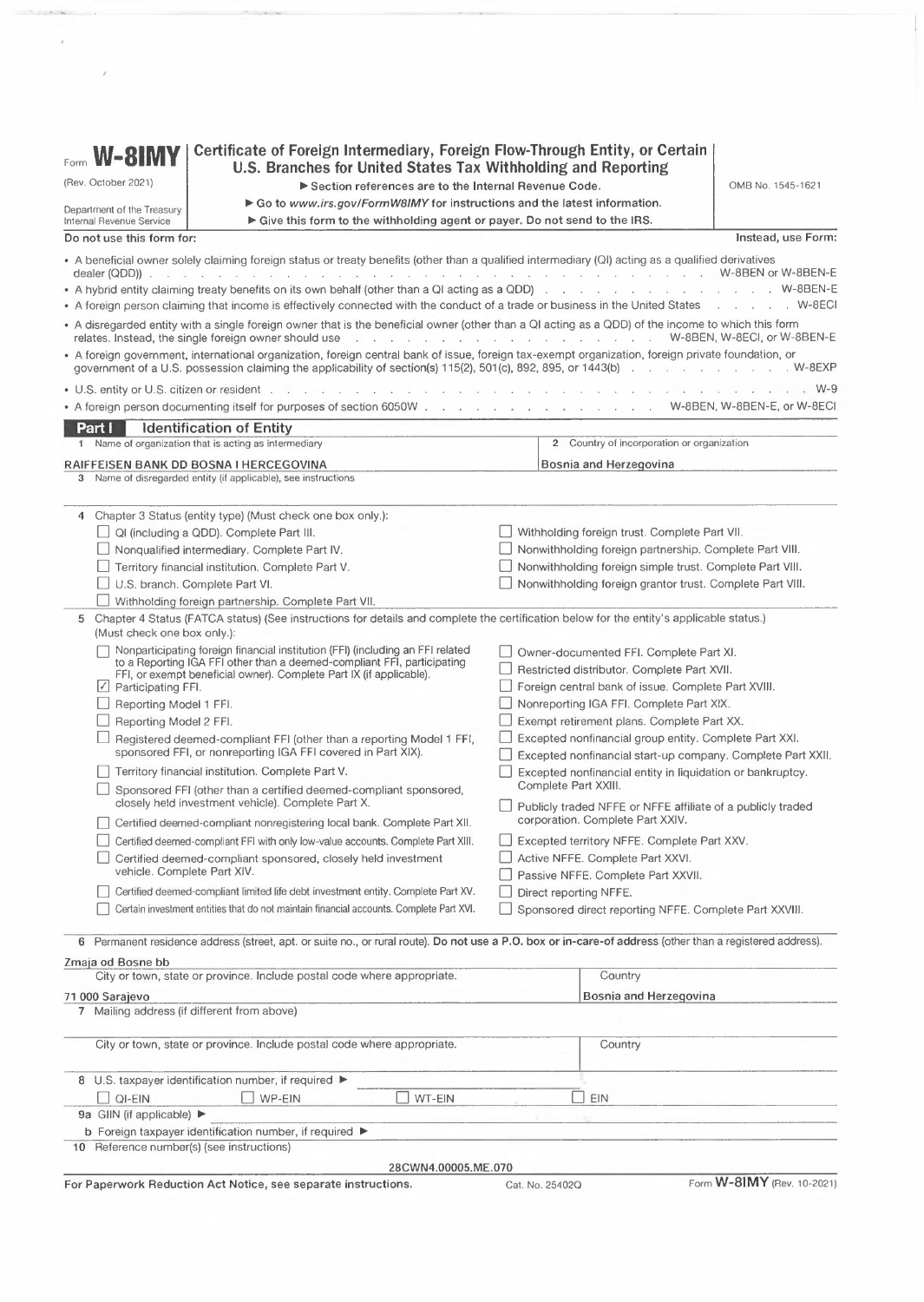# Form W-8IMY

**Certificate of Foreign Intermediary, Foreign Flow-Through Entity, or Certain U.S. Branches for United States Tax Withholding and Reporting**

(Rev. October 2021)

Department of the Treasury
Internal Revenue Service

▶ Section references are to the Internal Revenue Code.
▶ Go to *www.irs.gov/FormW8IMY* for instructions and the latest information.
▶ Give this form to the withholding agent or payer. Do not send to the IRS.

OMB No. 1545-1621

**Do not use this form for:** | **Instead, use Form:**

- A beneficial owner solely claiming foreign status or treaty benefits (other than a qualified intermediary (QI) acting as a qualified derivatives dealer (QDD)) . . . W-8BEN or W-8BEN-E
- A hybrid entity claiming treaty benefits on its own behalf (other than a QI acting as a QDD) . . . W-8BEN-E
- A foreign person claiming that income is effectively connected with the conduct of a trade or business in the United States . . . W-8ECI
- A disregarded entity with a single foreign owner that is the beneficial owner (other than a QI acting as a QDD) of the income to which this form relates. Instead, the single foreign owner should use . . . W-8BEN, W-8ECI, or W-8BEN-E
- A foreign government, international organization, foreign central bank of issue, foreign tax-exempt organization, foreign private foundation, or government of a U.S. possession claiming the applicability of section(s) 115(2), 501(c), 892, 895, or 1443(b) . . . W-8EXP
- U.S. entity or U.S. citizen or resident . . . W-9
- A foreign person documenting itself for purposes of section 6050W . . . W-8BEN, W-8BEN-E, or W-8ECI

## Part I Identification of Entity

**1** Name of organization that is acting as intermediary: RAIFFEISEN BANK DD BOSNA I HERCEGOVINA

**2** Country of incorporation or organization: Bosnia and Herzegovina

**3** Name of disregarded entity (if applicable), see instructions:

**4** Chapter 3 Status (entity type) (Must check one box only.):

- ☐ QI (including a QDD). Complete Part III.
- ☐ Nonqualified intermediary. Complete Part IV.
- ☐ Territory financial institution. Complete Part V.
- ☐ U.S. branch. Complete Part VI.
- ☐ Withholding foreign partnership. Complete Part VII.
- ☐ Withholding foreign trust. Complete Part VII.
- ☐ Nonwithholding foreign partnership. Complete Part VIII.
- ☐ Nonwithholding foreign simple trust. Complete Part VIII.
- ☐ Nonwithholding foreign grantor trust. Complete Part VIII.

**5** Chapter 4 Status (FATCA status) (See instructions for details and complete the certification below for the entity's applicable status.) (Must check one box only.):

- ☐ Nonparticipating foreign financial institution (FFI) (including an FFI related to a Reporting IGA FFI other than a deemed-compliant FFI, participating FFI, or exempt beneficial owner). Complete Part IX (if applicable).
- ☑ Participating FFI.
- ☐ Reporting Model 1 FFI.
- ☐ Reporting Model 2 FFI.
- ☐ Registered deemed-compliant FFI (other than a reporting Model 1 FFI, sponsored FFI, or nonreporting IGA FFI covered in Part XIX).
- ☐ Territory financial institution. Complete Part V.
- ☐ Sponsored FFI (other than a certified deemed-compliant sponsored, closely held investment vehicle). Complete Part X.
- ☐ Certified deemed-compliant nonregistering local bank. Complete Part XII.
- ☐ Certified deemed-compliant FFI with only low-value accounts. Complete Part XIII.
- ☐ Certified deemed-compliant sponsored, closely held investment vehicle. Complete Part XIV.
- ☐ Certified deemed-compliant limited life debt investment entity. Complete Part XV.
- ☐ Certain investment entities that do not maintain financial accounts. Complete Part XVI.
- ☐ Owner-documented FFI. Complete Part XI.
- ☐ Restricted distributor. Complete Part XVII.
- ☐ Foreign central bank of issue. Complete Part XVIII.
- ☐ Nonreporting IGA FFI. Complete Part XIX.
- ☐ Exempt retirement plans. Complete Part XX.
- ☐ Excepted nonfinancial group entity. Complete Part XXI.
- ☐ Excepted nonfinancial start-up company. Complete Part XXII.
- ☐ Excepted nonfinancial entity in liquidation or bankruptcy. Complete Part XXIII.
- ☐ Publicly traded NFFE or NFFE affiliate of a publicly traded corporation. Complete Part XXIV.
- ☐ Excepted territory NFFE. Complete Part XXV.
- ☐ Active NFFE. Complete Part XXVI.
- ☐ Passive NFFE. Complete Part XXVII.
- ☐ Direct reporting NFFE.
- ☐ Sponsored direct reporting NFFE. Complete Part XXVIII.

**6** Permanent residence address (street, apt. or suite no., or rural route). **Do not use a P.O. box or in-care-of address** (other than a registered address).

Zmaja od Bosne bb

City or town, state or province. Include postal code where appropriate: 71 000 Sarajevo

Country: Bosnia and Herzegovina

**7** Mailing address (if different from above)

City or town, state or province. Include postal code where appropriate:

Country:

**8** U.S. taxpayer identification number, if required ▶

☐ QI-EIN ☐ WP-EIN ☐ WT-EIN ☐ EIN

**9a** GIIN (if applicable) ▶

**b** Foreign taxpayer identification number, if required ▶

**10** Reference number(s) (see instructions)

28CWN4.00005.ME.070

**For Paperwork Reduction Act Notice, see separate instructions.** Cat. No. 25402Q Form **W-8IMY** (Rev. 10-2021)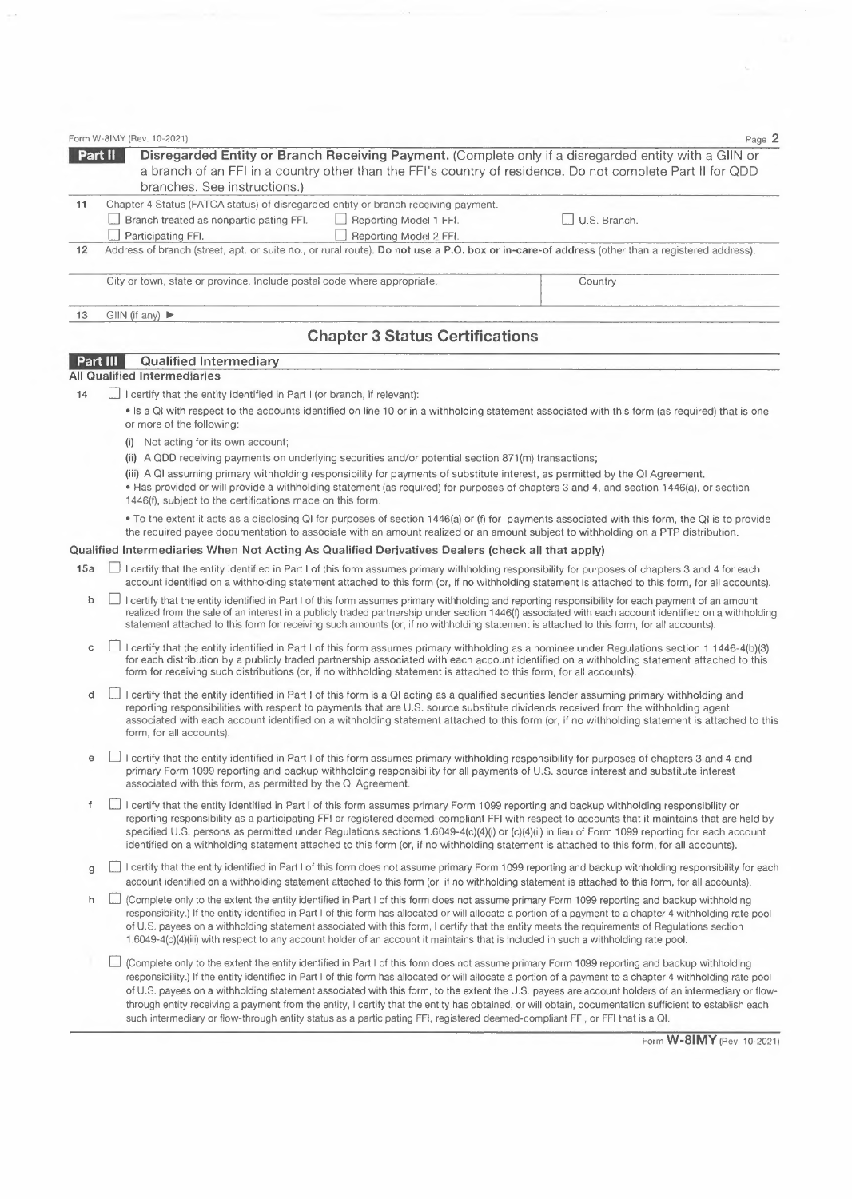## Part II Disregarded Entity or Branch Receiving Payment.

(Complete only if a disregarded entity with a GIIN or a branch of an FFI in a country other than the FFI's country of residence. Do not complete Part II for QDD branches. See instructions.)

**11** Chapter 4 Status (FATCA status) of disregarded entity or branch receiving payment.

- ☐ Branch treated as nonparticipating FFI.
- ☐ Reporting Model 1 FFI.
- ☐ U.S. Branch.
- ☐ Participating FFI.
- ☐ Reporting Model 2 FFI.

**12** Address of branch (street, apt. or suite no., or rural route). **Do not use a P.O. box or in-care-of address** (other than a registered address).

| City or town, state or province. Include postal code where appropriate. | Country |
|---|---|
| | |

**13** GIIN (if any) ►

# Chapter 3 Status Certifications

## Part III Qualified Intermediary

### All Qualified Intermediaries

**14** ☐ I certify that the entity identified in Part I (or branch, if relevant):

- Is a QI with respect to the accounts identified on line 10 or in a withholding statement associated with this form (as required) that is one or more of the following:
  - (i) Not acting for its own account;
  - (ii) A QDD receiving payments on underlying securities and/or potential section 871(m) transactions;
  - (iii) A QI assuming primary withholding responsibility for payments of substitute interest, as permitted by the QI Agreement.
- Has provided or will provide a withholding statement (as required) for purposes of chapters 3 and 4, and section 1446(a), or section 1446(f), subject to the certifications made on this form.
- To the extent it acts as a disclosing QI for purposes of section 1446(a) or (f) for payments associated with this form, the QI is to provide the required payee documentation to associate with an amount realized or an amount subject to withholding on a PTP distribution.

### Qualified Intermediaries When Not Acting As Qualified Derivatives Dealers (check all that apply)

**15a** ☐ I certify that the entity identified in Part I of this form assumes primary withholding responsibility for purposes of chapters 3 and 4 for each account identified on a withholding statement attached to this form (or, if no withholding statement is attached to this form, for all accounts).

**b** ☐ I certify that the entity identified in Part I of this form assumes primary withholding and reporting responsibility for each payment of an amount realized from the sale of an interest in a publicly traded partnership under section 1446(f) associated with each account identified on a withholding statement attached to this form for receiving such amounts (or, if no withholding statement is attached to this form, for all accounts).

**c** ☐ I certify that the entity identified in Part I of this form assumes primary withholding as a nominee under Regulations section 1.1446-4(b)(3) for each distribution by a publicly traded partnership associated with each account identified on a withholding statement attached to this form for receiving such distributions (or, if no withholding statement is attached to this form, for all accounts).

**d** ☐ I certify that the entity identified in Part I of this form is a QI acting as a qualified securities lender assuming primary withholding and reporting responsibilities with respect to payments that are U.S. source substitute dividends received from the withholding agent associated with each account identified on a withholding statement attached to this form (or, if no withholding statement is attached to this form, for all accounts).

**e** ☐ I certify that the entity identified in Part I of this form assumes primary withholding responsibility for purposes of chapters 3 and 4 and primary Form 1099 reporting and backup withholding responsibility for all payments of U.S. source interest and substitute interest associated with this form, as permitted by the QI Agreement.

**f** ☐ I certify that the entity identified in Part I of this form assumes primary Form 1099 reporting and backup withholding responsibility or reporting responsibility as a participating FFI or registered deemed-compliant FFI with respect to accounts that it maintains that are held by specified U.S. persons as permitted under Regulations sections 1.6049-4(c)(4)(i) or (c)(4)(ii) in lieu of Form 1099 reporting for each account identified on a withholding statement attached to this form (or, if no withholding statement is attached to this form, for all accounts).

**g** ☐ I certify that the entity identified in Part I of this form does not assume primary Form 1099 reporting and backup withholding responsibility for each account identified on a withholding statement attached to this form (or, if no withholding statement is attached to this form, for all accounts).

**h** ☐ (Complete only to the extent the entity identified in Part I of this form does not assume primary Form 1099 reporting and backup withholding responsibility.) If the entity identified in Part I of this form has allocated or will allocate a portion of a payment to a chapter 4 withholding rate pool of U.S. payees on a withholding statement associated with this form, I certify that the entity meets the requirements of Regulations section 1.6049-4(c)(4)(iii) with respect to any account holder of an account it maintains that is included in such a withholding rate pool.

**i** ☐ (Complete only to the extent the entity identified in Part I of this form does not assume primary Form 1099 reporting and backup withholding responsibility.) If the entity identified in Part I of this form has allocated or will allocate a portion of a payment to a chapter 4 withholding rate pool of U.S. payees on a withholding statement associated with this form, to the extent the U.S. payees are account holders of an intermediary or flow-through entity receiving a payment from the entity, I certify that the entity has obtained, or will obtain, documentation sufficient to establish each such intermediary or flow-through entity status as a participating FFI, registered deemed-compliant FFI, or FFI that is a QI.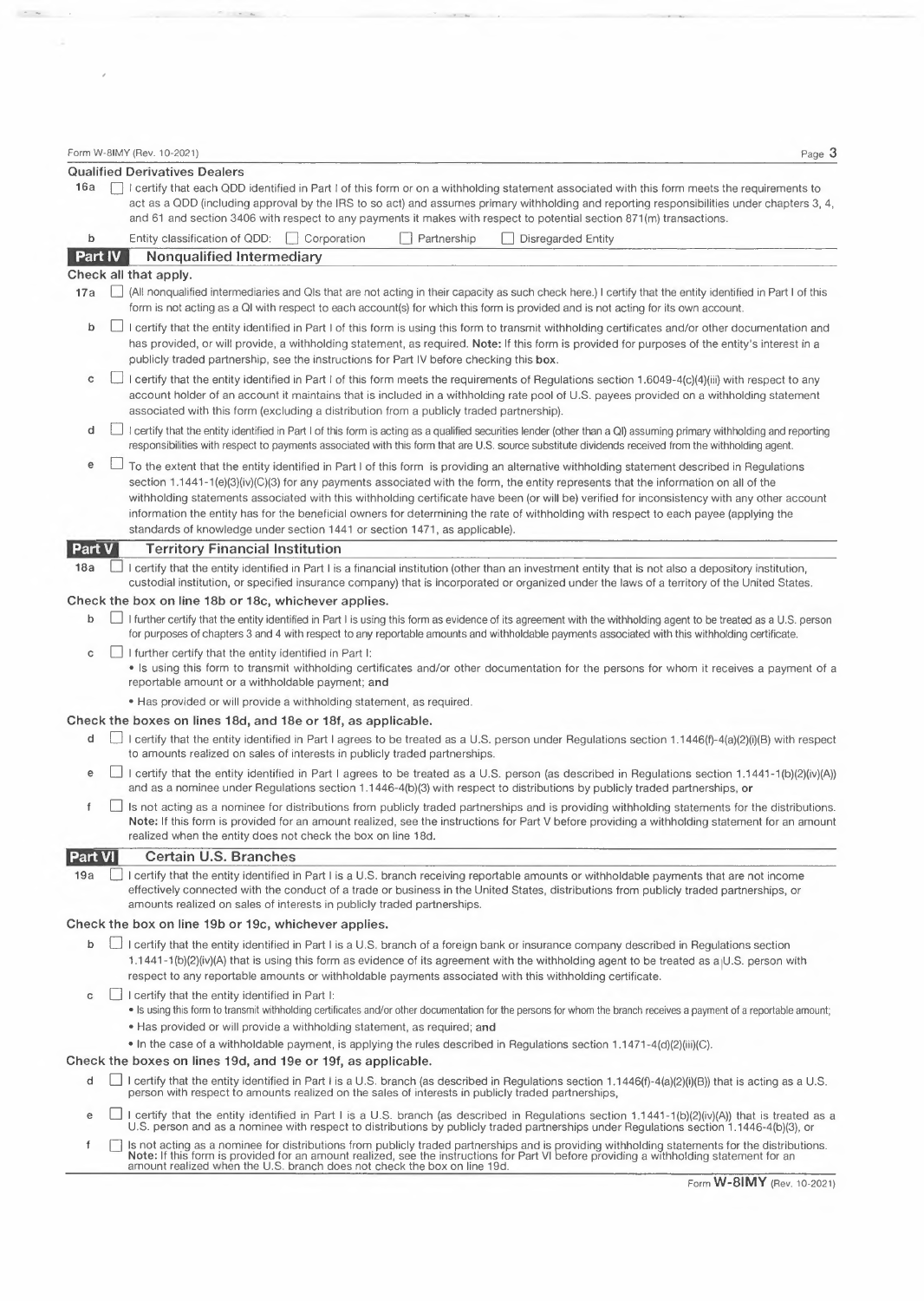### Qualified Derivatives Dealers

**16a** ☐ I certify that each QDD identified in Part I of this form or on a withholding statement associated with this form meets the requirements to act as a QDD (including approval by the IRS to so act) and assumes primary withholding and reporting responsibilities under chapters 3, 4, and 61 and section 3406 with respect to any payments it makes with respect to potential section 871(m) transactions.

**b** Entity classification of QDD: ☐ Corporation ☐ Partnership ☐ Disregarded Entity

## Part IV Nonqualified Intermediary

**Check all that apply.**

**17a** ☐ (All nonqualified intermediaries and QIs that are not acting in their capacity as such check here.) I certify that the entity identified in Part I of this form is not acting as a QI with respect to each account(s) for which this form is provided and is not acting for its own account.

**b** ☐ I certify that the entity identified in Part I of this form is using this form to transmit withholding certificates and/or other documentation and has provided, or will provide, a withholding statement, as required. **Note:** If this form is provided for purposes of the entity's interest in a publicly traded partnership, see the instructions for Part IV before checking this **box**.

**c** ☐ I certify that the entity identified in Part I of this form meets the requirements of Regulations section 1.6049-4(c)(4)(iii) with respect to any account holder of an account it maintains that is included in a withholding rate pool of U.S. payees provided on a withholding statement associated with this form (excluding a distribution from a publicly traded partnership).

**d** ☐ I certify that the entity identified in Part I of this form is acting as a qualified securities lender (other than a QI) assuming primary withholding and reporting responsibilities with respect to payments associated with this form that are U.S. source substitute dividends received from the withholding agent.

**e** ☐ To the extent that the entity identified in Part I of this form is providing an alternative withholding statement described in Regulations section 1.1441-1(e)(3)(iv)(C)(3) for any payments associated with the form, the entity represents that the information on all of the withholding statements associated with this withholding certificate have been (or will be) verified for inconsistency with any other account information the entity has for the beneficial owners for determining the rate of withholding with respect to each payee (applying the standards of knowledge under section 1441 or section 1471, as applicable).

## Part V Territory Financial Institution

**18a** ☐ I certify that the entity identified in Part I is a financial institution (other than an investment entity that is not also a depository institution, custodial institution, or specified insurance company) that is incorporated or organized under the laws of a territory of the United States.

**Check the box on line 18b or 18c, whichever applies.**

**b** ☐ I further certify that the entity identified in Part I is using this form as evidence of its agreement with the withholding agent to be treated as a U.S. person for purposes of chapters 3 and 4 with respect to any reportable amounts and withholdable payments associated with this withholding certificate.

**c** ☐ I further certify that the entity identified in Part I:

- Is using this form to transmit withholding certificates and/or other documentation for the persons for whom it receives a payment of a reportable amount or a withholdable payment; **and**
- Has provided or will provide a withholding statement, as required.

**Check the boxes on lines 18d, and 18e or 18f, as applicable.**

**d** ☐ I certify that the entity identified in Part I agrees to be treated as a U.S. person under Regulations section 1.1446(f)-4(a)(2)(i)(B) with respect to amounts realized on sales of interests in publicly traded partnerships.

**e** ☐ I certify that the entity identified in Part I agrees to be treated as a U.S. person (as described in Regulations section 1.1441-1(b)(2)(iv)(A)) and as a nominee under Regulations section 1.1446-4(b)(3) with respect to distributions by publicly traded partnerships, **or**

**f** ☐ Is not acting as a nominee for distributions from publicly traded partnerships and is providing withholding statements for the distributions. **Note:** If this form is provided for an amount realized, see the instructions for Part V before providing a withholding statement for an amount realized when the entity does not check the box on line 18d.

## Part VI Certain U.S. Branches

**19a** ☐ I certify that the entity identified in Part I is a U.S. branch receiving reportable amounts or withholdable payments that are not income effectively connected with the conduct of a trade or business in the United States, distributions from publicly traded partnerships, or amounts realized on sales of interests in publicly traded partnerships.

**Check the box on line 19b or 19c, whichever applies.**

**b** ☐ I certify that the entity identified in Part I is a U.S. branch of a foreign bank or insurance company described in Regulations section 1.1441-1(b)(2)(iv)(A) that is using this form as evidence of its agreement with the withholding agent to be treated as a U.S. person with respect to any reportable amounts or withholdable payments associated with this withholding certificate.

**c** ☐ I certify that the entity identified in Part I:

- Is using this form to transmit withholding certificates and/or other documentation for the persons for whom the branch receives a payment of a reportable amount;
- Has provided or will provide a withholding statement, as required; **and**
- In the case of a withholdable payment, is applying the rules described in Regulations section 1.1471-4(d)(2)(iii)(C).

**Check the boxes on lines 19d, and 19e or 19f, as applicable.**

**d** ☐ I certify that the entity identified in Part I is a U.S. branch (as described in Regulations section 1.1446(f)-4(a)(2)(i)(B)) that is acting as a U.S. person with respect to amounts realized on the sales of interests in publicly traded partnerships,

**e** ☐ I certify that the entity identified in Part I is a U.S. branch (as described in Regulations section 1.1441-1(b)(2)(iv)(A)) that is treated as a U.S. person and as a nominee with respect to distributions by publicly traded partnerships under Regulations section 1.1446-4(b)(3), or

**f** ☐ Is not acting as a nominee for distributions from publicly traded partnerships and is providing withholding statements for the distributions. **Note:** If this form is provided for an amount realized, see the instructions for Part VI before providing a withholding statement for an amount realized when the U.S. branch does not check the box on line 19d.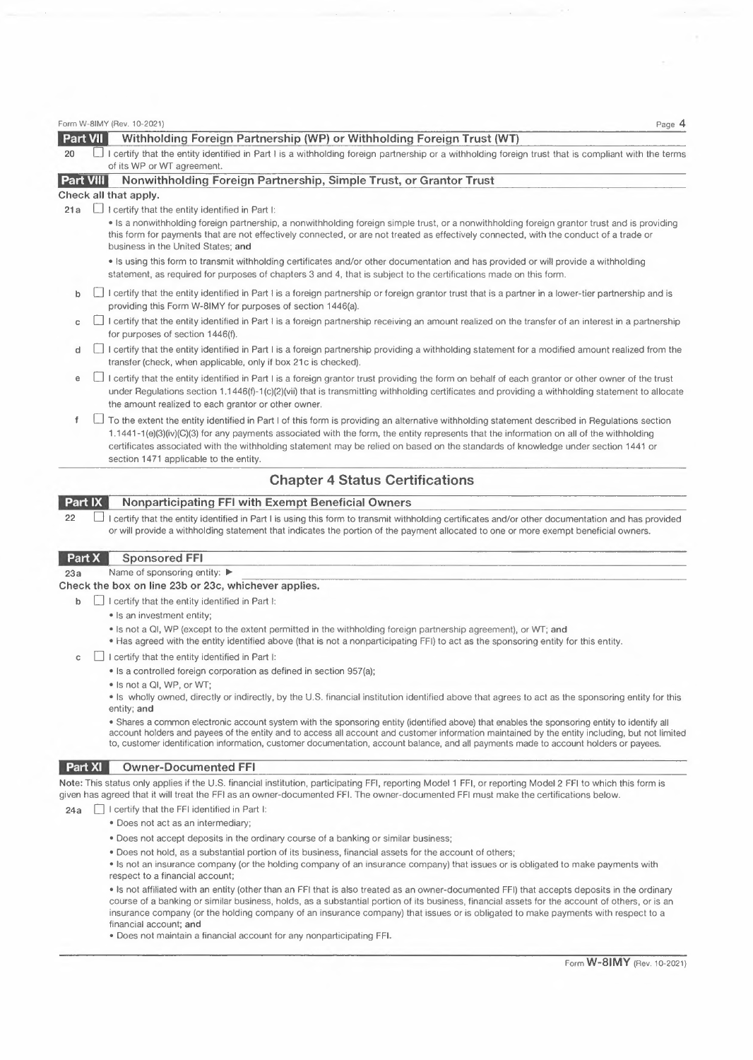## Part VII Withholding Foreign Partnership (WP) or Withholding Foreign Trust (WT)

20 ☐ I certify that the entity identified in Part I is a withholding foreign partnership or a withholding foreign trust that is compliant with the terms of its WP or WT agreement.

## Part VIII Nonwithholding Foreign Partnership, Simple Trust, or Grantor Trust

**Check all that apply.**

21a ☐ I certify that the entity identified in Part I:

- Is a nonwithholding foreign partnership, a nonwithholding foreign simple trust, or a nonwithholding foreign grantor trust and is providing this form for payments that are not effectively connected, or are not treated as effectively connected, with the conduct of a trade or business in the United States; **and**
- Is using this form to transmit withholding certificates and/or other documentation and has provided or will provide a withholding statement, as required for purposes of chapters 3 and 4, that is subject to the certifications made on this form.

b ☐ I certify that the entity identified in Part I is a foreign partnership or foreign grantor trust that is a partner in a lower-tier partnership and is providing this Form W-8IMY for purposes of section 1446(a).

c ☐ I certify that the entity identified in Part I is a foreign partnership receiving an amount realized on the transfer of an interest in a partnership for purposes of section 1446(f).

d ☐ I certify that the entity identified in Part I is a foreign partnership providing a withholding statement for a modified amount realized from the transfer (check, when applicable, only if box 21c is checked).

e ☐ I certify that the entity identified in Part I is a foreign grantor trust providing the form on behalf of each grantor or other owner of the trust under Regulations section 1.1446(f)-1(c)(2)(vii) that is transmitting withholding certificates and providing a withholding statement to allocate the amount realized to each grantor or other owner.

f ☐ To the extent the entity identified in Part I of this form is providing an alternative withholding statement described in Regulations section 1.1441-1(e)(3)(iv)(C)(3) for any payments associated with the form, the entity represents that the information on all of the withholding certificates associated with the withholding statement may be relied on based on the standards of knowledge under section 1441 or section 1471 applicable to the entity.

# Chapter 4 Status Certifications

## Part IX Nonparticipating FFI with Exempt Beneficial Owners

22 ☐ I certify that the entity identified in Part I is using this form to transmit withholding certificates and/or other documentation and has provided or will provide a withholding statement that indicates the portion of the payment allocated to one or more exempt beneficial owners.

## Part X Sponsored FFI

23a Name of sponsoring entity: ▶

**Check the box on line 23b or 23c, whichever applies.**

b ☐ I certify that the entity identified in Part I:

- Is an investment entity;
- Is not a QI, WP (except to the extent permitted in the withholding foreign partnership agreement), or WT; **and**
- Has agreed with the entity identified above (that is not a nonparticipating FFI) to act as the sponsoring entity for this entity.

c ☐ I certify that the entity identified in Part I:

- Is a controlled foreign corporation as defined in section 957(a);
- Is not a QI, WP, or WT;
- Is wholly owned, directly or indirectly, by the U.S. financial institution identified above that agrees to act as the sponsoring entity for this entity; **and**
- Shares a common electronic account system with the sponsoring entity (identified above) that enables the sponsoring entity to identify all account holders and payees of the entity and to access all account and customer information maintained by the entity including, but not limited to, customer identification information, customer documentation, account balance, and all payments made to account holders or payees.

## Part XI Owner-Documented FFI

**Note:** This status only applies if the U.S. financial institution, participating FFI, reporting Model 1 FFI, or reporting Model 2 FFI to which this form is given has agreed that it will treat the FFI as an owner-documented FFI. The owner-documented FFI must make the certifications below.

24a ☐ I certify that the FFI identified in Part I:

- Does not act as an intermediary;
- Does not accept deposits in the ordinary course of a banking or similar business;
- Does not hold, as a substantial portion of its business, financial assets for the account of others;
- Is not an insurance company (or the holding company of an insurance company) that issues or is obligated to make payments with respect to a financial account;
- Is not affiliated with an entity (other than an FFI that is also treated as an owner-documented FFI) that accepts deposits in the ordinary course of a banking or similar business, holds, as a substantial portion of its business, financial assets for the account of others, or is an insurance company (or the holding company of an insurance company) that issues or is obligated to make payments with respect to a financial account; **and**
- Does not maintain a financial account for any nonparticipating FFI.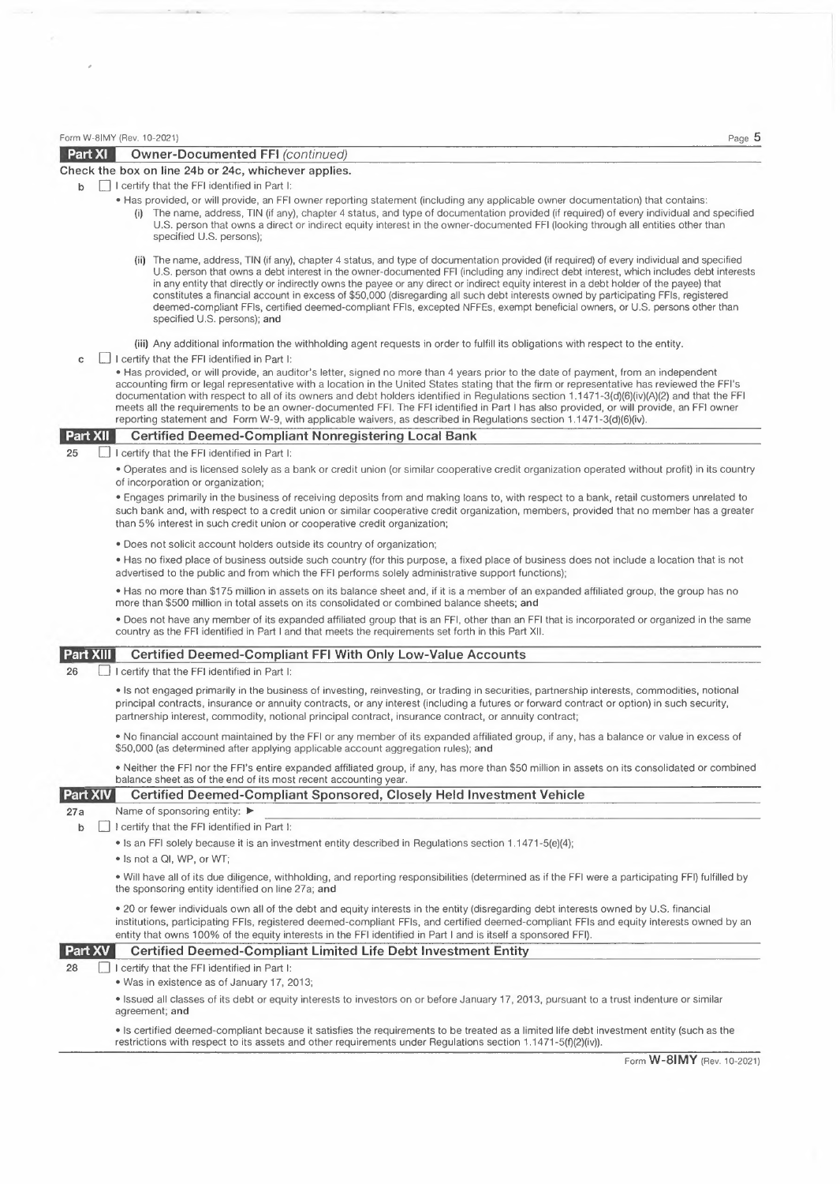## Part XI Owner-Documented FFI *(continued)*

**Check the box on line 24b or 24c, whichever applies.**

**b** ☐ I certify that the FFI identified in Part I:

- Has provided, or will provide, an FFI owner reporting statement (including any applicable owner documentation) that contains:
  - (i) The name, address, TIN (if any), chapter 4 status, and type of documentation provided (if required) of every individual and specified U.S. person that owns a direct or indirect equity interest in the owner-documented FFI (looking through all entities other than specified U.S. persons);
  - (ii) The name, address, TIN (if any), chapter 4 status, and type of documentation provided (if required) of every individual and specified U.S. person that owns a debt interest in the owner-documented FFI (including any indirect debt interest, which includes debt interests in any entity that directly or indirectly owns the payee or any direct or indirect equity interest in a debt holder of the payee) that constitutes a financial account in excess of $50,000 (disregarding all such debt interests owned by participating FFIs, registered deemed-compliant FFIs, certified deemed-compliant FFIs, excepted NFFEs, exempt beneficial owners, or U.S. persons other than specified U.S. persons); **and**
  - (iii) Any additional information the withholding agent requests in order to fulfill its obligations with respect to the entity.

**c** ☐ I certify that the FFI identified in Part I:

- Has provided, or will provide, an auditor's letter, signed no more than 4 years prior to the date of payment, from an independent accounting firm or legal representative with a location in the United States stating that the firm or representative has reviewed the FFI's documentation with respect to all of its owners and debt holders identified in Regulations section 1.1471-3(d)(6)(iv)(A)(2) and that the FFI meets all the requirements to be an owner-documented FFI. The FFI identified in Part I has also provided, or will provide, an FFI owner reporting statement and Form W-9, with applicable waivers, as described in Regulations section 1.1471-3(d)(6)(iv).

## Part XII Certified Deemed-Compliant Nonregistering Local Bank

**25** ☐ I certify that the FFI identified in Part I:

- Operates and is licensed solely as a bank or credit union (or similar cooperative credit organization operated without profit) in its country of incorporation or organization;
- Engages primarily in the business of receiving deposits from and making loans to, with respect to a bank, retail customers unrelated to such bank and, with respect to a credit union or similar cooperative credit organization, members, provided that no member has a greater than 5% interest in such credit union or cooperative credit organization;
- Does not solicit account holders outside its country of organization;
- Has no fixed place of business outside such country (for this purpose, a fixed place of business does not include a location that is not advertised to the public and from which the FFI performs solely administrative support functions);
- Has no more than $175 million in assets on its balance sheet and, if it is a member of an expanded affiliated group, the group has no more than $500 million in total assets on its consolidated or combined balance sheets; **and**
- Does not have any member of its expanded affiliated group that is an FFI, other than an FFI that is incorporated or organized in the same country as the FFI identified in Part I and that meets the requirements set forth in this Part XII.

## Part XIII Certified Deemed-Compliant FFI With Only Low-Value Accounts

**26** ☐ I certify that the FFI identified in Part I:

- Is not engaged primarily in the business of investing, reinvesting, or trading in securities, partnership interests, commodities, notional principal contracts, insurance or annuity contracts, or any interest (including a futures or forward contract or option) in such security, partnership interest, commodity, notional principal contract, insurance contract, or annuity contract;
- No financial account maintained by the FFI or any member of its expanded affiliated group, if any, has a balance or value in excess of $50,000 (as determined after applying applicable account aggregation rules); **and**
- Neither the FFI nor the FFI's entire expanded affiliated group, if any, has more than $50 million in assets on its consolidated or combined balance sheet as of the end of its most recent accounting year.

## Part XIV Certified Deemed-Compliant Sponsored, Closely Held Investment Vehicle

**27a** Name of sponsoring entity: ►

**b** ☐ I certify that the FFI identified in Part I:

- Is an FFI solely because it is an investment entity described in Regulations section 1.1471-5(e)(4);
- Is not a QI, WP, or WT;
- Will have all of its due diligence, withholding, and reporting responsibilities (determined as if the FFI were a participating FFI) fulfilled by the sponsoring entity identified on line 27a; **and**
- 20 or fewer individuals own all of the debt and equity interests in the entity (disregarding debt interests owned by U.S. financial institutions, participating FFIs, registered deemed-compliant FFIs, and certified deemed-compliant FFIs and equity interests owned by an entity that owns 100% of the equity interests in the FFI identified in Part I and is itself a sponsored FFI).

## Part XV Certified Deemed-Compliant Limited Life Debt Investment Entity

**28** ☐ I certify that the FFI identified in Part I:

- Was in existence as of January 17, 2013;
- Issued all classes of its debt or equity interests to investors on or before January 17, 2013, pursuant to a trust indenture or similar agreement; **and**
- Is certified deemed-compliant because it satisfies the requirements to be treated as a limited life debt investment entity (such as the restrictions with respect to its assets and other requirements under Regulations section 1.1471-5(f)(2)(iv)).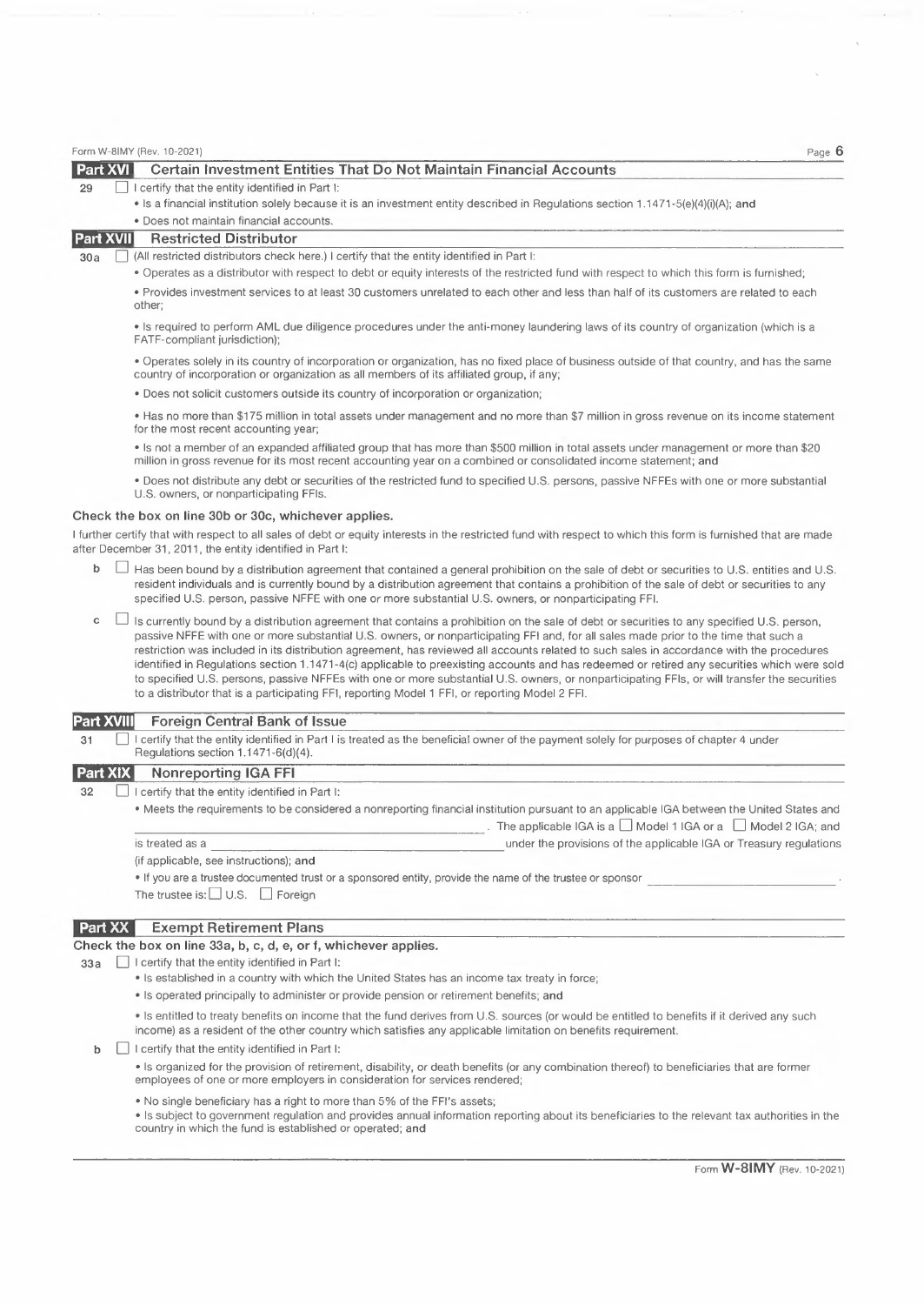## Part XVI Certain Investment Entities That Do Not Maintain Financial Accounts

**29** ☐ I certify that the entity identified in Part I:

- Is a financial institution solely because it is an investment entity described in Regulations section 1.1471-5(e)(4)(i)(A); **and**
- Does not maintain financial accounts.

## Part XVII Restricted Distributor

**30a** ☐ (All restricted distributors check here.) I certify that the entity identified in Part I:

- Operates as a distributor with respect to debt or equity interests of the restricted fund with respect to which this form is furnished;
- Provides investment services to at least 30 customers unrelated to each other and less than half of its customers are related to each other;
- Is required to perform AML due diligence procedures under the anti-money laundering laws of its country of organization (which is a FATF-compliant jurisdiction);
- Operates solely in its country of incorporation or organization, has no fixed place of business outside of that country, and has the same country of incorporation or organization as all members of its affiliated group, if any;
- Does not solicit customers outside its country of incorporation or organization;
- Has no more than $175 million in total assets under management and no more than $7 million in gross revenue on its income statement for the most recent accounting year;
- Is not a member of an expanded affiliated group that has more than $500 million in total assets under management or more than $20 million in gross revenue for its most recent accounting year on a combined or consolidated income statement; **and**
- Does not distribute any debt or securities of the restricted fund to specified U.S. persons, passive NFFEs with one or more substantial U.S. owners, or nonparticipating FFIs.

**Check the box on line 30b or 30c, whichever applies.**

I further certify that with respect to all sales of debt or equity interests in the restricted fund with respect to which this form is furnished that are made after December 31, 2011, the entity identified in Part I:

**b** ☐ Has been bound by a distribution agreement that contained a general prohibition on the sale of debt or securities to U.S. entities and U.S. resident individuals and is currently bound by a distribution agreement that contains a prohibition of the sale of debt or securities to any specified U.S. person, passive NFFE with one or more substantial U.S. owners, or nonparticipating FFI.

**c** ☐ Is currently bound by a distribution agreement that contains a prohibition on the sale of debt or securities to any specified U.S. person, passive NFFE with one or more substantial U.S. owners, or nonparticipating FFI and, for all sales made prior to the time that such a restriction was included in its distribution agreement, has reviewed all accounts related to such sales in accordance with the procedures identified in Regulations section 1.1471-4(c) applicable to preexisting accounts and has redeemed or retired any securities which were sold to specified U.S. persons, passive NFFEs with one or more substantial U.S. owners, or nonparticipating FFIs, or will transfer the securities to a distributor that is a participating FFI, reporting Model 1 FFI, or reporting Model 2 FFI.

## Part XVIII Foreign Central Bank of Issue

**31** ☐ I certify that the entity identified in Part I is treated as the beneficial owner of the payment solely for purposes of chapter 4 under Regulations section 1.1471-6(d)(4).

## Part XIX Nonreporting IGA FFI

**32** ☐ I certify that the entity identified in Part I:

- Meets the requirements to be considered a nonreporting financial institution pursuant to an applicable IGA between the United States and \_\_\_\_\_\_\_\_\_\_\_\_\_\_\_\_\_\_\_\_. The applicable IGA is a ☐ Model 1 IGA or a ☐ Model 2 IGA; **and**

is treated as a \_\_\_\_\_\_\_\_\_\_\_\_\_\_\_\_\_\_\_\_ under the provisions of the applicable IGA or Treasury regulations (if applicable, see instructions); **and**

- If you are a trustee documented trust or a sponsored entity, provide the name of the trustee or sponsor \_\_\_\_\_\_\_\_\_\_\_\_\_\_\_\_\_\_\_\_.

The trustee is: ☐ U.S. ☐ Foreign

## Part XX Exempt Retirement Plans

**Check the box on line 33a, b, c, d, e, or f, whichever applies.**

**33a** ☐ I certify that the entity identified in Part I:

- Is established in a country with which the United States has an income tax treaty in force;
- Is operated principally to administer or provide pension or retirement benefits; **and**
- Is entitled to treaty benefits on income that the fund derives from U.S. sources (or would be entitled to benefits if it derived any such income) as a resident of the other country which satisfies any applicable limitation on benefits requirement.

**b** ☐ I certify that the entity identified in Part I:

- Is organized for the provision of retirement, disability, or death benefits (or any combination thereof) to beneficiaries that are former employees of one or more employers in consideration for services rendered;
- No single beneficiary has a right to more than 5% of the FFI's assets;
- Is subject to government regulation and provides annual information reporting about its beneficiaries to the relevant tax authorities in the country in which the fund is established or operated; **and**

Form **W-8IMY** (Rev. 10-2021)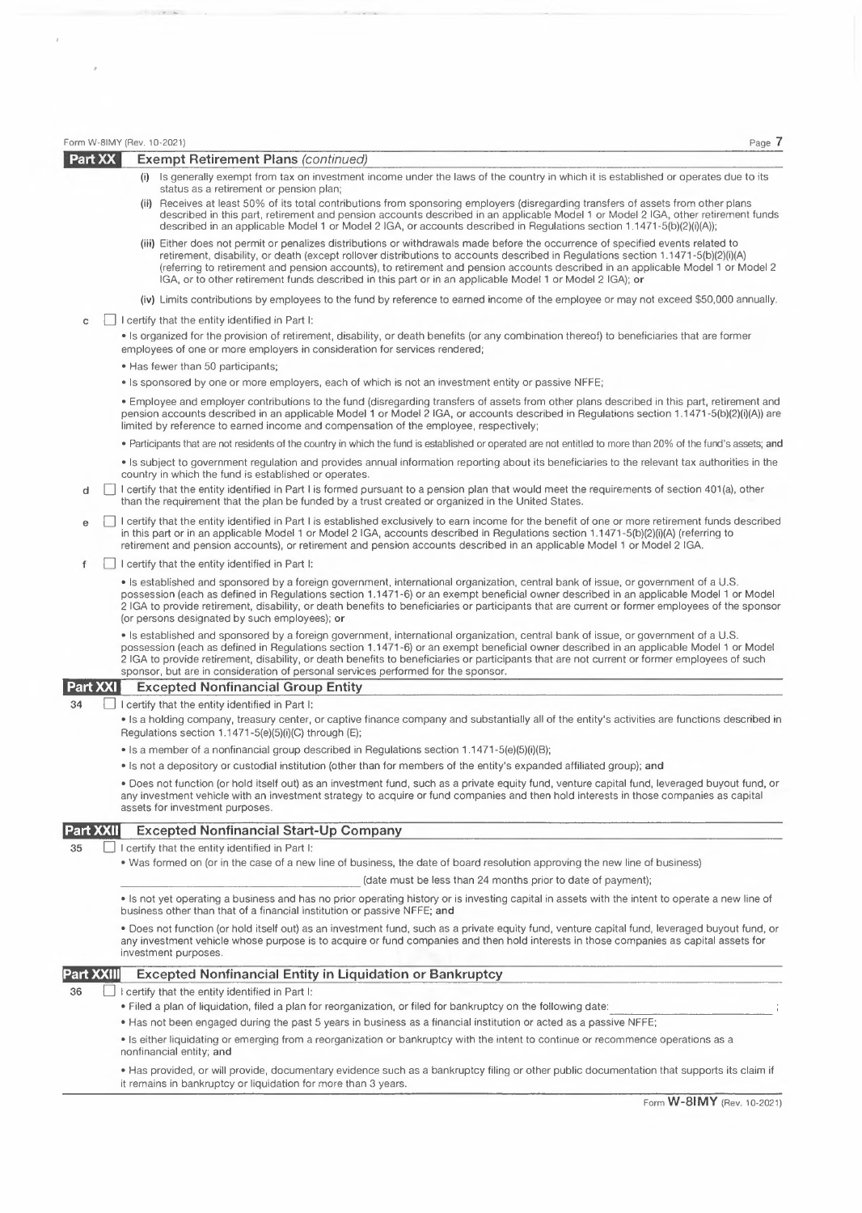## Part XX Exempt Retirement Plans *(continued)*

(i) Is generally exempt from tax on investment income under the laws of the country in which it is established or operates due to its status as a retirement or pension plan;

(ii) Receives at least 50% of its total contributions from sponsoring employers (disregarding transfers of assets from other plans described in this part, retirement and pension accounts described in an applicable Model 1 or Model 2 IGA, other retirement funds described in an applicable Model 1 or Model 2 IGA, or accounts described in Regulations section 1.1471-5(b)(2)(i)(A));

(iii) Either does not permit or penalizes distributions or withdrawals made before the occurrence of specified events related to retirement, disability, or death (except rollover distributions to accounts described in Regulations section 1.1471-5(b)(2)(i)(A) (referring to retirement and pension accounts), to retirement and pension accounts described in an applicable Model 1 or Model 2 IGA, or to other retirement funds described in this part or in an applicable Model 1 or Model 2 IGA); **or**

(iv) Limits contributions by employees to the fund by reference to earned income of the employee or may not exceed $50,000 annually.

**c** ☐ I certify that the entity identified in Part I:

- Is organized for the provision of retirement, disability, or death benefits (or any combination thereof) to beneficiaries that are former employees of one or more employers in consideration for services rendered;
- Has fewer than 50 participants;
- Is sponsored by one or more employers, each of which is not an investment entity or passive NFFE;
- Employee and employer contributions to the fund (disregarding transfers of assets from other plans described in this part, retirement and pension accounts described in an applicable Model 1 or Model 2 IGA, or accounts described in Regulations section 1.1471-5(b)(2)(i)(A)) are limited by reference to earned income and compensation of the employee, respectively;
- Participants that are not residents of the country in which the fund is established or operated are not entitled to more than 20% of the fund's assets; **and**
- Is subject to government regulation and provides annual information reporting about its beneficiaries to the relevant tax authorities in the country in which the fund is established or operates.

**d** ☐ I certify that the entity identified in Part I is formed pursuant to a pension plan that would meet the requirements of section 401(a), other than the requirement that the plan be funded by a trust created or organized in the United States.

**e** ☐ I certify that the entity identified in Part I is established exclusively to earn income for the benefit of one or more retirement funds described in this part or in an applicable Model 1 or Model 2 IGA, accounts described in Regulations section 1.1471-5(b)(2)(i)(A) (referring to retirement and pension accounts), or retirement and pension accounts described in an applicable Model 1 or Model 2 IGA.

**f** ☐ I certify that the entity identified in Part I:

- Is established and sponsored by a foreign government, international organization, central bank of issue, or government of a U.S. possession (each as defined in Regulations section 1.1471-6) or an exempt beneficial owner described in an applicable Model 1 or Model 2 IGA to provide retirement, disability, or death benefits to beneficiaries or participants that are current or former employees of the sponsor (or persons designated by such employees); **or**
- Is established and sponsored by a foreign government, international organization, central bank of issue, or government of a U.S. possession (each as defined in Regulations section 1.1471-6) or an exempt beneficial owner described in an applicable Model 1 or Model 2 IGA to provide retirement, disability, or death benefits to beneficiaries or participants that are not current or former employees of such sponsor, but are in consideration of personal services performed for the sponsor.

## Part XXI Excepted Nonfinancial Group Entity

**34** ☐ I certify that the entity identified in Part I:

- Is a holding company, treasury center, or captive finance company and substantially all of the entity's activities are functions described in Regulations section 1.1471-5(e)(5)(i)(C) through (E);
- Is a member of a nonfinancial group described in Regulations section 1.1471-5(e)(5)(i)(B);
- Is not a depository or custodial institution (other than for members of the entity's expanded affiliated group); **and**
- Does not function (or hold itself out) as an investment fund, such as a private equity fund, venture capital fund, leveraged buyout fund, or any investment vehicle with an investment strategy to acquire or fund companies and then hold interests in those companies as capital assets for investment purposes.

## Part XXII Excepted Nonfinancial Start-Up Company

**35** ☐ I certify that the entity identified in Part I:

- Was formed on (or in the case of a new line of business, the date of board resolution approving the new line of business) ______________________ (date must be less than 24 months prior to date of payment);
- Is not yet operating a business and has no prior operating history or is investing capital in assets with the intent to operate a new line of business other than that of a financial institution or passive NFFE; **and**
- Does not function (or hold itself out) as an investment fund, such as a private equity fund, venture capital fund, leveraged buyout fund, or any investment vehicle whose purpose is to acquire or fund companies and then hold interests in those companies as capital assets for investment purposes.

## Part XXIII Excepted Nonfinancial Entity in Liquidation or Bankruptcy

**36** ☐ I certify that the entity identified in Part I:

- Filed a plan of liquidation, filed a plan for reorganization, or filed for bankruptcy on the following date: ______________________ ;
- Has not been engaged during the past 5 years in business as a financial institution or acted as a passive NFFE;
- Is either liquidating or emerging from a reorganization or bankruptcy with the intent to continue or recommence operations as a nonfinancial entity; **and**
- Has provided, or will provide, documentary evidence such as a bankruptcy filing or other public documentation that supports its claim if it remains in bankruptcy or liquidation for more than 3 years.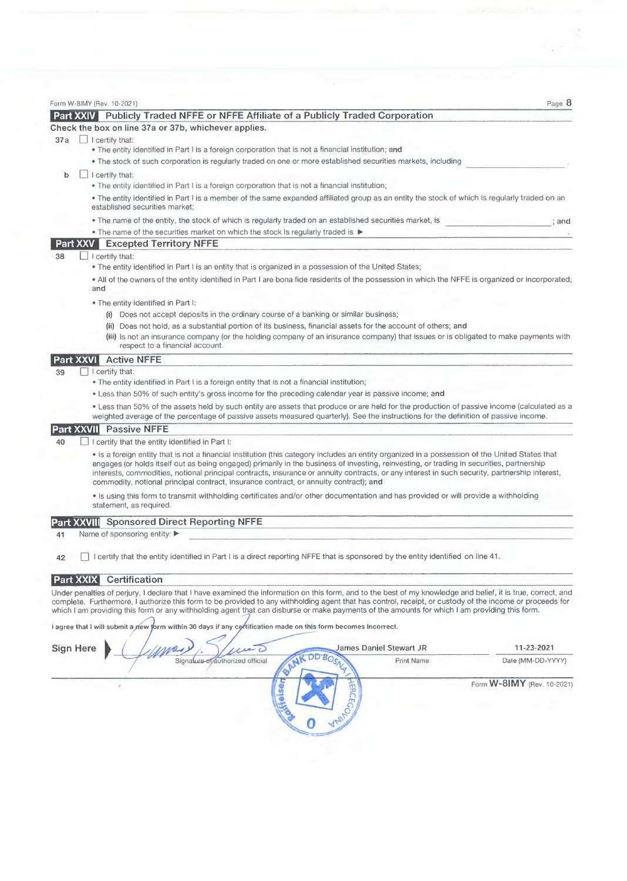Form W-8IMY (Rev. 10-2021)

## Part XXIV Publicly Traded NFFE or NFFE Affiliate of a Publicly Traded Corporation

**Check the box on line 37a or 37b, whichever applies.**

37a ☐ I certify that:

- The entity identified in Part I is a foreign corporation that is not a financial institution; and
- The stock of such corporation is regularly traded on one or more established securities markets, including \_\_\_\_\_\_\_\_\_\_\_\_\_\_\_\_\_\_\_\_.

b ☐ I certify that:

- The entity identified in Part I is a foreign corporation that is not a financial institution;
- The entity identified in Part I is a member of the same expanded affiliated group as an entity the stock of which is regularly traded on an established securities market;
- The name of the entity, the stock of which is regularly traded on an established securities market, is \_\_\_\_\_\_\_\_\_\_\_\_\_\_\_\_\_\_\_\_; and
- The name of the securities market on which the stock is regularly traded is ▶ \_\_\_\_\_\_\_\_\_\_\_\_\_\_\_\_\_\_\_\_.

## Part XXV Excepted Territory NFFE

38 ☐ I certify that:

- The entity identified in Part I is an entity that is organized in a possession of the United States;
- All of the owners of the entity identified in Part I are bona fide residents of the possession in which the NFFE is organized or incorporated; and
- The entity identified in Part I:
  - (i) Does not accept deposits in the ordinary course of a banking or similar business;
  - (ii) Does not hold, as a substantial portion of its business, financial assets for the account of others; and
  - (iii) Is not an insurance company (or the holding company of an insurance company) that issues or is obligated to make payments with respect to a financial account.

## Part XXVI Active NFFE

39 ☐ I certify that:

- The entity identified in Part I is a foreign entity that is not a financial institution;
- Less than 50% of such entity's gross income for the preceding calendar year is passive income; and
- Less than 50% of the assets held by such entity are assets that produce or are held for the production of passive income (calculated as a weighted average of the percentage of passive assets measured quarterly). See the instructions for the definition of passive income.

## Part XXVII Passive NFFE

40 ☐ I certify that the entity identified in Part I:

- Is a foreign entity that is not a financial institution (this category includes an entity organized in a possession of the United States that engages (or holds itself out as being engaged) primarily in the business of investing, reinvesting, or trading in securities, partnership interests, commodities, notional principal contracts, insurance or annuity contracts, or any interest in such security, partnership interest, commodity, notional principal contract, insurance contract, or annuity contract); and
- Is using this form to transmit withholding certificates and/or other documentation and has provided or will provide a withholding statement, as required.

## Part XXVIII Sponsored Direct Reporting NFFE

41 Name of sponsoring entity: ▶ \_\_\_\_\_\_\_\_\_\_\_\_\_\_\_\_\_\_\_\_

42 ☐ I certify that the entity identified in Part I is a direct reporting NFFE that is sponsored by the entity identified on line 41.

## Part XXIX Certification

Under penalties of perjury, I declare that I have examined the information on this form, and to the best of my knowledge and belief, it is true, correct, and complete. Furthermore, I authorize this form to be provided to any withholding agent that has control, receipt, or custody of the income or proceeds for which I am providing this form or any withholding agent that can disburse or make payments of the amounts for which I am providing this form.

I agree that I will submit a new form within 30 days if any certification made on this form becomes incorrect.

**Sign Here** ▶ [Signature] Signature of authorized official | James Daniel Stewart JR — Print Name | 11-23-2021 — Date (MM-DD-YYYY)

[Stamp: Raiffeisen BANK DD BOSNA I HERCEGOVINA 0]

Form **W-8IMY** (Rev. 10-2021)